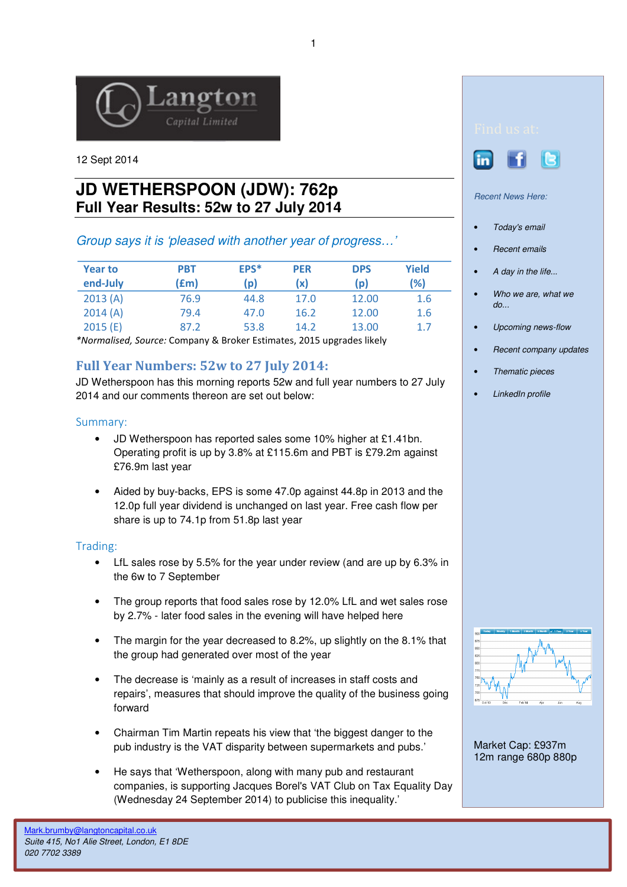12 Sept 2014

# JD WETHERSPOON (JDW): 762p
## Full Year Results: 52w to 27 July 2014

*Group says it is 'pleased with another year of progress…'*

| Year to end-July | PBT (£m) | EPS* (p) | PER (x) | DPS (p) | Yield (%) |
|---|---|---|---|---|---|
| 2013 (A) | 76.9 | 44.8 | 17.0 | 12.00 | 1.6 |
| 2014 (A) | 79.4 | 47.0 | 16.2 | 12.00 | 1.6 |
| 2015 (E) | 87.2 | 53.8 | 14.2 | 13.00 | 1.7 |

*Normalised, Source: Company & Broker Estimates, 2015 upgrades likely

## Full Year Numbers: 52w to 27 July 2014:

JD Wetherspoon has this morning reports 52w and full year numbers to 27 July 2014 and our comments thereon are set out below:

### Summary:

- JD Wetherspoon has reported sales some 10% higher at £1.41bn. Operating profit is up by 3.8% at £115.6m and PBT is £79.2m against £76.9m last year
- Aided by buy-backs, EPS is some 47.0p against 44.8p in 2013 and the 12.0p full year dividend is unchanged on last year. Free cash flow per share is up to 74.1p from 51.8p last year

### Trading:

- LfL sales rose by 5.5% for the year under review (and are up by 6.3% in the 6w to 7 September
- The group reports that food sales rose by 12.0% LfL and wet sales rose by 2.7% - later food sales in the evening will have helped here
- The margin for the year decreased to 8.2%, up slightly on the 8.1% that the group had generated over most of the year
- The decrease is 'mainly as a result of increases in staff costs and repairs', measures that should improve the quality of the business going forward
- Chairman Tim Martin repeats his view that 'the biggest danger to the pub industry is the VAT disparity between supermarkets and pubs.'
- He says that 'Wetherspoon, along with many pub and restaurant companies, is supporting Jacques Borel's VAT Club on Tax Equality Day (Wednesday 24 September 2014) to publicise this inequality.'

Find us at:

*Recent News Here:*

- *Today's email*
- *Recent emails*
- *A day in the life...*
- *Who we are, what we do...*
- *Upcoming news-flow*
- *Recent company updates*
- *Thematic pieces*
- *LinkedIn profile*

Market Cap: £937m
12m range 680p 880p

Mark.brumby@langtoncapital.co.uk
*Suite 415, No1 Alie Street, London, E1 8DE*
*020 7702 3389*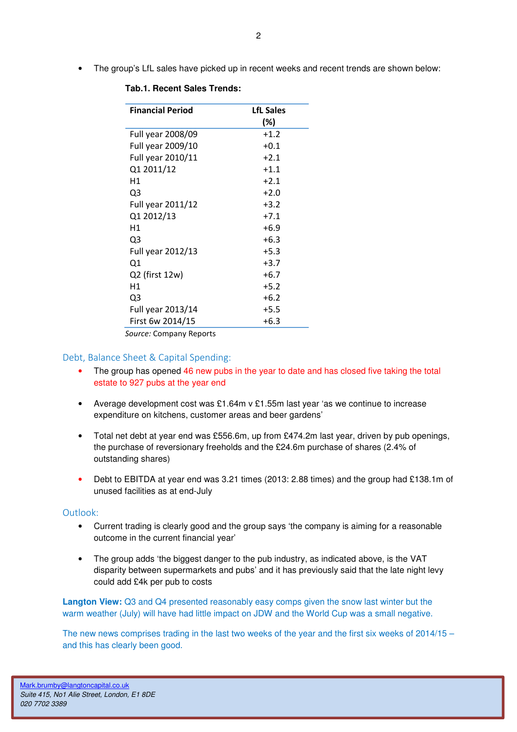- The group's LfL sales have picked up in recent weeks and recent trends are shown below:

**Tab.1. Recent Sales Trends:**

| Financial Period | LfL Sales (%) |
|---|---|
| Full year 2008/09 | +1.2 |
| Full year 2009/10 | +0.1 |
| Full year 2010/11 | +2.1 |
| Q1 2011/12 | +1.1 |
| H1 | +2.1 |
| Q3 | +2.0 |
| Full year 2011/12 | +3.2 |
| Q1 2012/13 | +7.1 |
| H1 | +6.9 |
| Q3 | +6.3 |
| Full year 2012/13 | +5.3 |
| Q1 | +3.7 |
| Q2 (first 12w) | +6.7 |
| H1 | +5.2 |
| Q3 | +6.2 |
| Full year 2013/14 | +5.5 |
| First 6w 2014/15 | +6.3 |

*Source:* Company Reports

## Debt, Balance Sheet & Capital Spending:

- The group has opened 46 new pubs in the year to date and has closed five taking the total estate to 927 pubs at the year end
- Average development cost was £1.64m v £1.55m last year 'as we continue to increase expenditure on kitchens, customer areas and beer gardens'
- Total net debt at year end was £556.6m, up from £474.2m last year, driven by pub openings, the purchase of reversionary freeholds and the £24.6m purchase of shares (2.4% of outstanding shares)
- Debt to EBITDA at year end was 3.21 times (2013: 2.88 times) and the group had £138.1m of unused facilities as at end-July

## Outlook:

- Current trading is clearly good and the group says 'the company is aiming for a reasonable outcome in the current financial year'
- The group adds 'the biggest danger to the pub industry, as indicated above, is the VAT disparity between supermarkets and pubs' and it has previously said that the late night levy could add £4k per pub to costs

**Langton View:** Q3 and Q4 presented reasonably easy comps given the snow last winter but the warm weather (July) will have had little impact on JDW and the World Cup was a small negative.

The new news comprises trading in the last two weeks of the year and the first six weeks of 2014/15 – and this has clearly been good.

Mark.brumby@langtoncapital.co.uk
*Suite 415, No1 Alie Street, London, E1 8DE*
*020 7702 3389*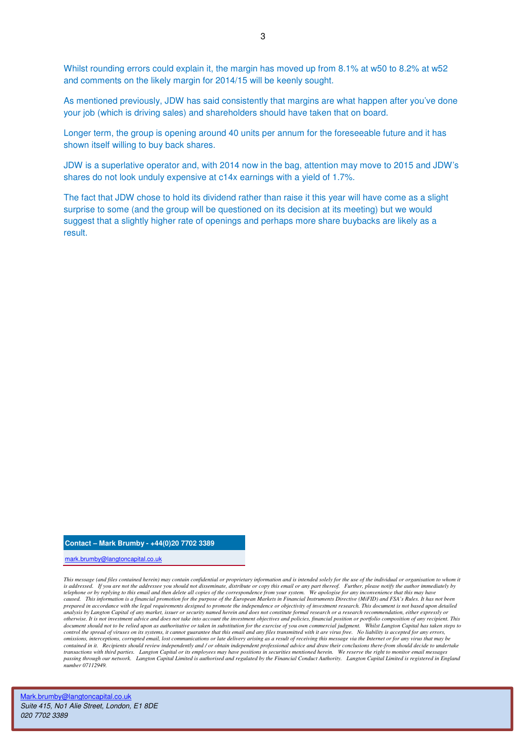Whilst rounding errors could explain it, the margin has moved up from 8.1% at w50 to 8.2% at w52 and comments on the likely margin for 2014/15 will be keenly sought.

As mentioned previously, JDW has said consistently that margins are what happen after you've done your job (which is driving sales) and shareholders should have taken that on board.

Longer term, the group is opening around 40 units per annum for the foreseeable future and it has shown itself willing to buy back shares.

JDW is a superlative operator and, with 2014 now in the bag, attention may move to 2015 and JDW's shares do not look unduly expensive at c14x earnings with a yield of 1.7%.

The fact that JDW chose to hold its dividend rather than raise it this year will have come as a slight surprise to some (and the group will be questioned on its decision at its meeting) but we would suggest that a slightly higher rate of openings and perhaps more share buybacks are likely as a result.

**Contact – Mark Brumby - +44(0)20 7702 3389**

mark.brumby@langtoncapital.co.uk

*This message (and files contained herein) may contain confidential or proprietary information and is intended solely for the use of the individual or organisation to whom it is addressed. If you are not the addressee you should not disseminate, distribute or copy this email or any part thereof. Further, please notify the author immediately by telephone or by replying to this email and then delete all copies of the correspondence from your system. We apologise for any inconvenience that this may have caused. This information is a financial promotion for the purpose of the European Markets in Financial Instruments Directive (MiFID) and FSA's Rules. It has not been prepared in accordance with the legal requirements designed to promote the independence or objectivity of investment research. This document is not based upon detailed analysis by Langton Capital of any market, issuer or security named herein and does not constitute formal research or a research recommendation, either expressly or otherwise. It is not investment advice and does not take into account the investment objectives and policies, financial position or portfolio composition of any recipient. This document should not to be relied upon as authoritative or taken in substitution for the exercise of you own commercial judgment. Whilst Langton Capital has taken steps to control the spread of viruses on its systems, it cannot guarantee that this email and any files transmitted with it are virus free. No liability is accepted for any errors, omissions, interceptions, corrupted email, lost communications or late delivery arising as a result of receiving this message via the Internet or for any virus that may be contained in it. Recipients should review independently and / or obtain independent professional advice and draw their conclusions there-from should decide to undertake transactions with third parties. Langton Capital or its employees may have positions in securities mentioned herein. We reserve the right to monitor email messages passing through our network. Langton Capital Limited is authorised and regulated by the Financial Conduct Authority. Langton Capital Limited is registered in England number 07112949.*

Mark.brumby@langtoncapital.co.uk
*Suite 415, No1 Alie Street, London, E1 8DE*
*020 7702 3389*